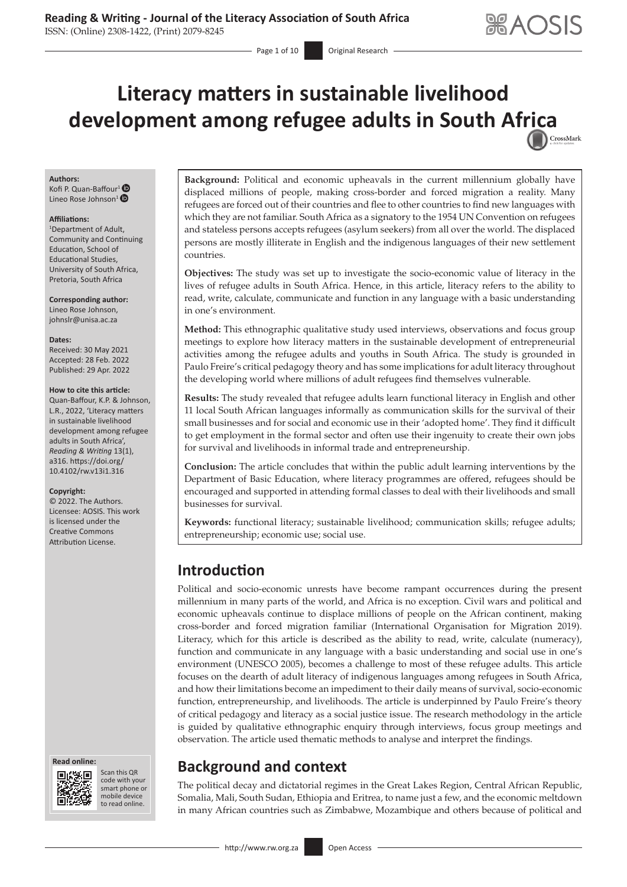# Literacy matters in sustainable livelihood development among refugee adults in South Africa

**Authors:**
Kofi P. Quan-Baffour[1]
Lineo Rose Johnson[1]

**Affiliations:**
[1]Department of Adult, Community and Continuing Education, School of Educational Studies, University of South Africa, Pretoria, South Africa

**Corresponding author:**
Lineo Rose Johnson,
johnslr@unisa.ac.za

**Dates:**
Received: 30 May 2021
Accepted: 28 Feb. 2022
Published: 29 Apr. 2022

**How to cite this article:**
Quan-Baffour, K.P. & Johnson, L.R., 2022, 'Literacy matters in sustainable livelihood development among refugee adults in South Africa', *Reading & Writing* 13(1), a316. https://doi.org/10.4102/rw.v13i1.316

**Copyright:**
© 2022. The Authors. Licensee: AOSIS. This work is licensed under the Creative Commons Attribution License.

**Background:** Political and economic upheavals in the current millennium globally have displaced millions of people, making cross-border and forced migration a reality. Many refugees are forced out of their countries and flee to other countries to find new languages with which they are not familiar. South Africa as a signatory to the 1954 UN Convention on refugees and stateless persons accepts refugees (asylum seekers) from all over the world. The displaced persons are mostly illiterate in English and the indigenous languages of their new settlement countries.

**Objectives:** The study was set up to investigate the socio-economic value of literacy in the lives of refugee adults in South Africa. Hence, in this article, literacy refers to the ability to read, write, calculate, communicate and function in any language with a basic understanding in one's environment.

**Method:** This ethnographic qualitative study used interviews, observations and focus group meetings to explore how literacy matters in the sustainable development of entrepreneurial activities among the refugee adults and youths in South Africa. The study is grounded in Paulo Freire's critical pedagogy theory and has some implications for adult literacy throughout the developing world where millions of adult refugees find themselves vulnerable.

**Results:** The study revealed that refugee adults learn functional literacy in English and other 11 local South African languages informally as communication skills for the survival of their small businesses and for social and economic use in their 'adopted home'. They find it difficult to get employment in the formal sector and often use their ingenuity to create their own jobs for survival and livelihoods in informal trade and entrepreneurship.

**Conclusion:** The article concludes that within the public adult learning interventions by the Department of Basic Education, where literacy programmes are offered, refugees should be encouraged and supported in attending formal classes to deal with their livelihoods and small businesses for survival.

**Keywords:** functional literacy; sustainable livelihood; communication skills; refugee adults; entrepreneurship; economic use; social use.

## Introduction

Political and socio-economic unrests have become rampant occurrences during the present millennium in many parts of the world, and Africa is no exception. Civil wars and political and economic upheavals continue to displace millions of people on the African continent, making cross-border and forced migration familiar (International Organisation for Migration 2019). Literacy, which for this article is described as the ability to read, write, calculate (numeracy), function and communicate in any language with a basic understanding and social use in one's environment (UNESCO 2005), becomes a challenge to most of these refugee adults. This article focuses on the dearth of adult literacy of indigenous languages among refugees in South Africa, and how their limitations become an impediment to their daily means of survival, socio-economic function, entrepreneurship, and livelihoods. The article is underpinned by Paulo Freire's theory of critical pedagogy and literacy as a social justice issue. The research methodology in the article is guided by qualitative ethnographic enquiry through interviews, focus group meetings and observation. The article used thematic methods to analyse and interpret the findings.

## Background and context

The political decay and dictatorial regimes in the Great Lakes Region, Central African Republic, Somalia, Mali, South Sudan, Ethiopia and Eritrea, to name just a few, and the economic meltdown in many African countries such as Zimbabwe, Mozambique and others because of political and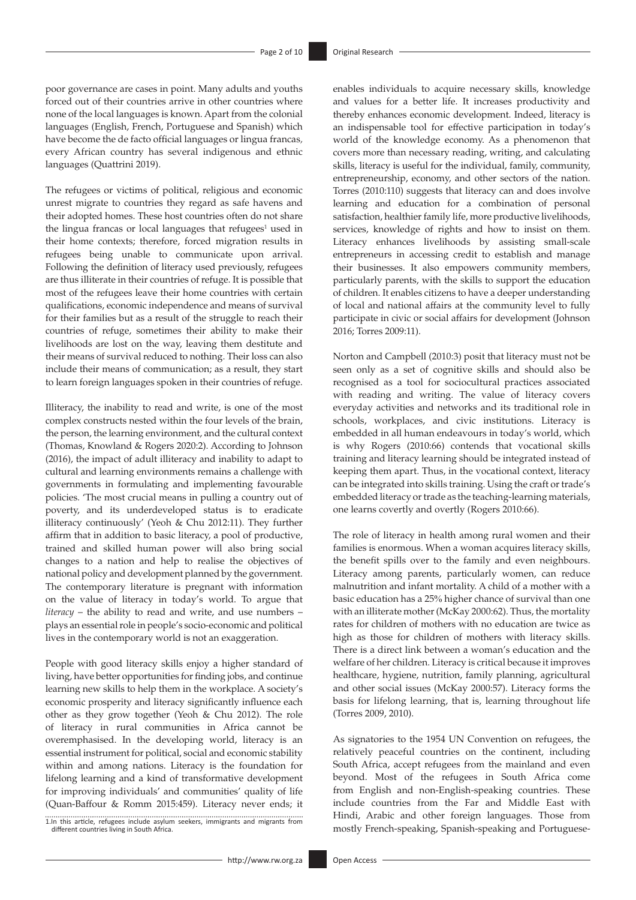poor governance are cases in point. Many adults and youths forced out of their countries arrive in other countries where none of the local languages is known. Apart from the colonial languages (English, French, Portuguese and Spanish) which have become the de facto official languages or lingua francas, every African country has several indigenous and ethnic languages (Quattrini 2019).

The refugees or victims of political, religious and economic unrest migrate to countries they regard as safe havens and their adopted homes. These host countries often do not share the lingua francas or local languages that refugees[1] used in their home contexts; therefore, forced migration results in refugees being unable to communicate upon arrival. Following the definition of literacy used previously, refugees are thus illiterate in their countries of refuge. It is possible that most of the refugees leave their home countries with certain qualifications, economic independence and means of survival for their families but as a result of the struggle to reach their countries of refuge, sometimes their ability to make their livelihoods are lost on the way, leaving them destitute and their means of survival reduced to nothing. Their loss can also include their means of communication; as a result, they start to learn foreign languages spoken in their countries of refuge.

Illiteracy, the inability to read and write, is one of the most complex constructs nested within the four levels of the brain, the person, the learning environment, and the cultural context (Thomas, Knowland & Rogers 2020:2). According to Johnson (2016), the impact of adult illiteracy and inability to adapt to cultural and learning environments remains a challenge with governments in formulating and implementing favourable policies. 'The most crucial means in pulling a country out of poverty, and its underdeveloped status is to eradicate illiteracy continuously' (Yeoh & Chu 2012:11). They further affirm that in addition to basic literacy, a pool of productive, trained and skilled human power will also bring social changes to a nation and help to realise the objectives of national policy and development planned by the government. The contemporary literature is pregnant with information on the value of literacy in today's world. To argue that *literacy* – the ability to read and write, and use numbers – plays an essential role in people's socio-economic and political lives in the contemporary world is not an exaggeration.

People with good literacy skills enjoy a higher standard of living, have better opportunities for finding jobs, and continue learning new skills to help them in the workplace. A society's economic prosperity and literacy significantly influence each other as they grow together (Yeoh & Chu 2012). The role of literacy in rural communities in Africa cannot be overemphasised. In the developing world, literacy is an essential instrument for political, social and economic stability within and among nations. Literacy is the foundation for lifelong learning and a kind of transformative development for improving individuals' and communities' quality of life (Quan-Baffour & Romm 2015:459). Literacy never ends; it enables individuals to acquire necessary skills, knowledge and values for a better life. It increases productivity and thereby enhances economic development. Indeed, literacy is an indispensable tool for effective participation in today's world of the knowledge economy. As a phenomenon that covers more than necessary reading, writing, and calculating skills, literacy is useful for the individual, family, community, entrepreneurship, economy, and other sectors of the nation. Torres (2010:110) suggests that literacy can and does involve learning and education for a combination of personal satisfaction, healthier family life, more productive livelihoods, services, knowledge of rights and how to insist on them. Literacy enhances livelihoods by assisting small-scale entrepreneurs in accessing credit to establish and manage their businesses. It also empowers community members, particularly parents, with the skills to support the education of children. It enables citizens to have a deeper understanding of local and national affairs at the community level to fully participate in civic or social affairs for development (Johnson 2016; Torres 2009:11).

Norton and Campbell (2010:3) posit that literacy must not be seen only as a set of cognitive skills and should also be recognised as a tool for sociocultural practices associated with reading and writing. The value of literacy covers everyday activities and networks and its traditional role in schools, workplaces, and civic institutions. Literacy is embedded in all human endeavours in today's world, which is why Rogers (2010:66) contends that vocational skills training and literacy learning should be integrated instead of keeping them apart. Thus, in the vocational context, literacy can be integrated into skills training. Using the craft or trade's embedded literacy or trade as the teaching-learning materials, one learns covertly and overtly (Rogers 2010:66).

The role of literacy in health among rural women and their families is enormous. When a woman acquires literacy skills, the benefit spills over to the family and even neighbours. Literacy among parents, particularly women, can reduce malnutrition and infant mortality. A child of a mother with a basic education has a 25% higher chance of survival than one with an illiterate mother (McKay 2000:62). Thus, the mortality rates for children of mothers with no education are twice as high as those for children of mothers with literacy skills. There is a direct link between a woman's education and the welfare of her children. Literacy is critical because it improves healthcare, hygiene, nutrition, family planning, agricultural and other social issues (McKay 2000:57). Literacy forms the basis for lifelong learning, that is, learning throughout life (Torres 2009, 2010).

As signatories to the 1954 UN Convention on refugees, the relatively peaceful countries on the continent, including South Africa, accept refugees from the mainland and even beyond. Most of the refugees in South Africa come from English and non-English-speaking countries. These include countries from the Far and Middle East with Hindi, Arabic and other foreign languages. Those from mostly French-speaking, Spanish-speaking and Portuguese-

1. In this article, refugees include asylum seekers, immigrants and migrants from different countries living in South Africa.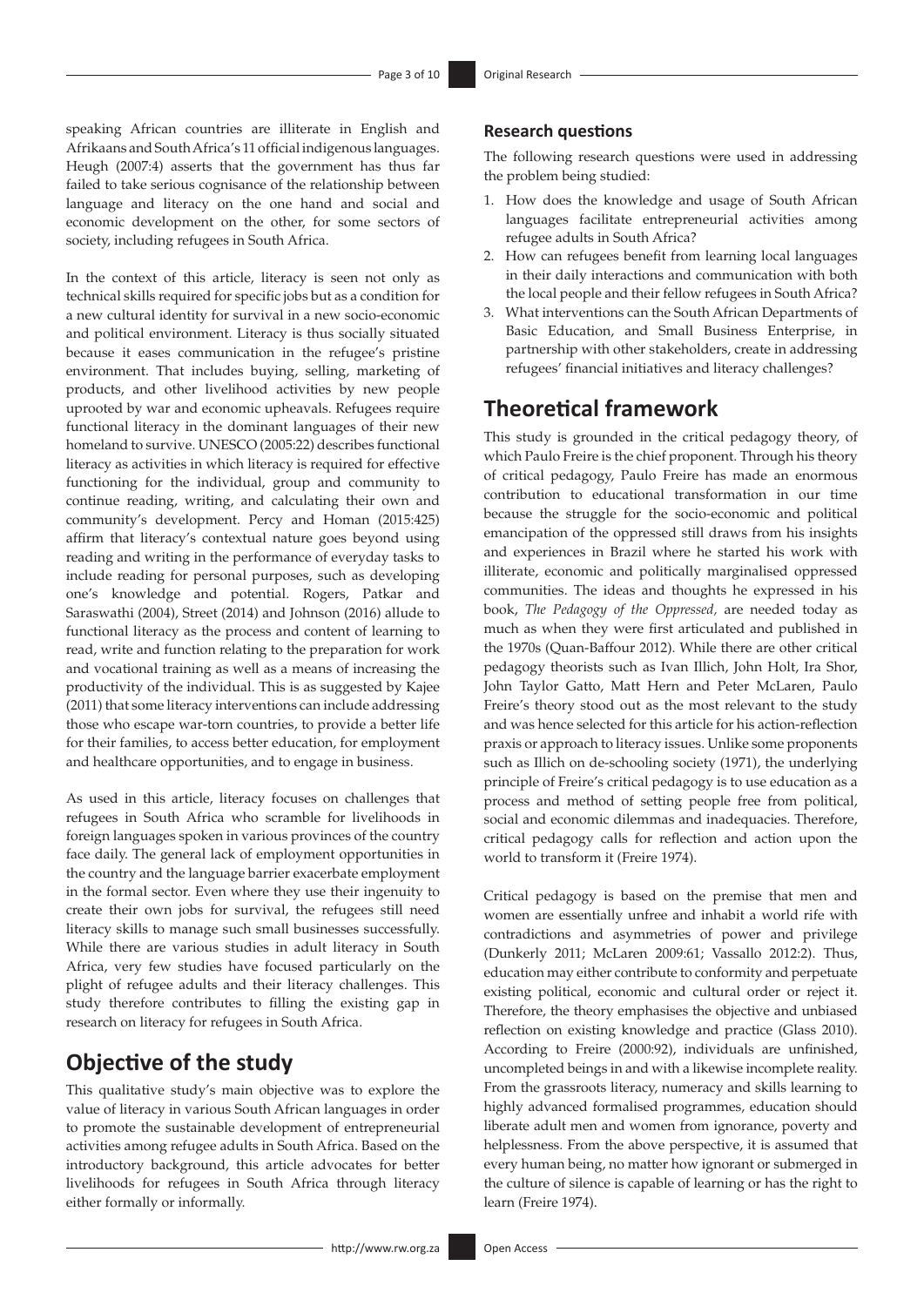speaking African countries are illiterate in English and Afrikaans and South Africa's 11 official indigenous languages. Heugh (2007:4) asserts that the government has thus far failed to take serious cognisance of the relationship between language and literacy on the one hand and social and economic development on the other, for some sectors of society, including refugees in South Africa.

In the context of this article, literacy is seen not only as technical skills required for specific jobs but as a condition for a new cultural identity for survival in a new socio-economic and political environment. Literacy is thus socially situated because it eases communication in the refugee's pristine environment. That includes buying, selling, marketing of products, and other livelihood activities by new people uprooted by war and economic upheavals. Refugees require functional literacy in the dominant languages of their new homeland to survive. UNESCO (2005:22) describes functional literacy as activities in which literacy is required for effective functioning for the individual, group and community to continue reading, writing, and calculating their own and community's development. Percy and Homan (2015:425) affirm that literacy's contextual nature goes beyond using reading and writing in the performance of everyday tasks to include reading for personal purposes, such as developing one's knowledge and potential. Rogers, Patkar and Saraswathi (2004), Street (2014) and Johnson (2016) allude to functional literacy as the process and content of learning to read, write and function relating to the preparation for work and vocational training as well as a means of increasing the productivity of the individual. This is as suggested by Kajee (2011) that some literacy interventions can include addressing those who escape war-torn countries, to provide a better life for their families, to access better education, for employment and healthcare opportunities, and to engage in business.

As used in this article, literacy focuses on challenges that refugees in South Africa who scramble for livelihoods in foreign languages spoken in various provinces of the country face daily. The general lack of employment opportunities in the country and the language barrier exacerbate employment in the formal sector. Even where they use their ingenuity to create their own jobs for survival, the refugees still need literacy skills to manage such small businesses successfully. While there are various studies in adult literacy in South Africa, very few studies have focused particularly on the plight of refugee adults and their literacy challenges. This study therefore contributes to filling the existing gap in research on literacy for refugees in South Africa.

## Objective of the study

This qualitative study's main objective was to explore the value of literacy in various South African languages in order to promote the sustainable development of entrepreneurial activities among refugee adults in South Africa. Based on the introductory background, this article advocates for better livelihoods for refugees in South Africa through literacy either formally or informally.

### Research questions

The following research questions were used in addressing the problem being studied:

1. How does the knowledge and usage of South African languages facilitate entrepreneurial activities among refugee adults in South Africa?
2. How can refugees benefit from learning local languages in their daily interactions and communication with both the local people and their fellow refugees in South Africa?
3. What interventions can the South African Departments of Basic Education, and Small Business Enterprise, in partnership with other stakeholders, create in addressing refugees' financial initiatives and literacy challenges?

## Theoretical framework

This study is grounded in the critical pedagogy theory, of which Paulo Freire is the chief proponent. Through his theory of critical pedagogy, Paulo Freire has made an enormous contribution to educational transformation in our time because the struggle for the socio-economic and political emancipation of the oppressed still draws from his insights and experiences in Brazil where he started his work with illiterate, economic and politically marginalised oppressed communities. The ideas and thoughts he expressed in his book, *The Pedagogy of the Oppressed,* are needed today as much as when they were first articulated and published in the 1970s (Quan-Baffour 2012). While there are other critical pedagogy theorists such as Ivan Illich, John Holt, Ira Shor, John Taylor Gatto, Matt Hern and Peter McLaren, Paulo Freire's theory stood out as the most relevant to the study and was hence selected for this article for his action-reflection praxis or approach to literacy issues. Unlike some proponents such as Illich on de-schooling society (1971), the underlying principle of Freire's critical pedagogy is to use education as a process and method of setting people free from political, social and economic dilemmas and inadequacies. Therefore, critical pedagogy calls for reflection and action upon the world to transform it (Freire 1974).

Critical pedagogy is based on the premise that men and women are essentially unfree and inhabit a world rife with contradictions and asymmetries of power and privilege (Dunkerly 2011; McLaren 2009:61; Vassallo 2012:2). Thus, education may either contribute to conformity and perpetuate existing political, economic and cultural order or reject it. Therefore, the theory emphasises the objective and unbiased reflection on existing knowledge and practice (Glass 2010). According to Freire (2000:92), individuals are unfinished, uncompleted beings in and with a likewise incomplete reality. From the grassroots literacy, numeracy and skills learning to highly advanced formalised programmes, education should liberate adult men and women from ignorance, poverty and helplessness. From the above perspective, it is assumed that every human being, no matter how ignorant or submerged in the culture of silence is capable of learning or has the right to learn (Freire 1974).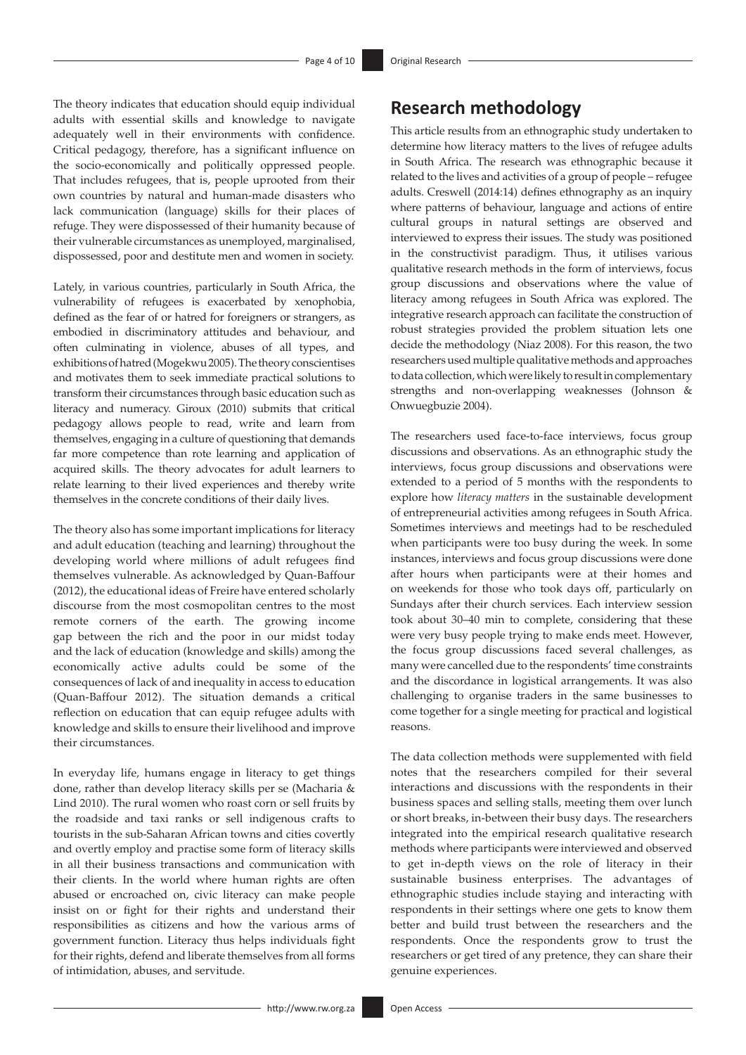The theory indicates that education should equip individual adults with essential skills and knowledge to navigate adequately well in their environments with confidence. Critical pedagogy, therefore, has a significant influence on the socio-economically and politically oppressed people. That includes refugees, that is, people uprooted from their own countries by natural and human-made disasters who lack communication (language) skills for their places of refuge. They were dispossessed of their humanity because of their vulnerable circumstances as unemployed, marginalised, dispossessed, poor and destitute men and women in society.

Lately, in various countries, particularly in South Africa, the vulnerability of refugees is exacerbated by xenophobia, defined as the fear of or hatred for foreigners or strangers, as embodied in discriminatory attitudes and behaviour, and often culminating in violence, abuses of all types, and exhibitions of hatred (Mogekwu 2005). The theory conscientises and motivates them to seek immediate practical solutions to transform their circumstances through basic education such as literacy and numeracy. Giroux (2010) submits that critical pedagogy allows people to read, write and learn from themselves, engaging in a culture of questioning that demands far more competence than rote learning and application of acquired skills. The theory advocates for adult learners to relate learning to their lived experiences and thereby write themselves in the concrete conditions of their daily lives.

The theory also has some important implications for literacy and adult education (teaching and learning) throughout the developing world where millions of adult refugees find themselves vulnerable. As acknowledged by Quan-Baffour (2012), the educational ideas of Freire have entered scholarly discourse from the most cosmopolitan centres to the most remote corners of the earth. The growing income gap between the rich and the poor in our midst today and the lack of education (knowledge and skills) among the economically active adults could be some of the consequences of lack of and inequality in access to education (Quan-Baffour 2012). The situation demands a critical reflection on education that can equip refugee adults with knowledge and skills to ensure their livelihood and improve their circumstances.

In everyday life, humans engage in literacy to get things done, rather than develop literacy skills per se (Macharia & Lind 2010). The rural women who roast corn or sell fruits by the roadside and taxi ranks or sell indigenous crafts to tourists in the sub-Saharan African towns and cities covertly and overtly employ and practise some form of literacy skills in all their business transactions and communication with their clients. In the world where human rights are often abused or encroached on, civic literacy can make people insist on or fight for their rights and understand their responsibilities as citizens and how the various arms of government function. Literacy thus helps individuals fight for their rights, defend and liberate themselves from all forms of intimidation, abuses, and servitude.

## Research methodology

This article results from an ethnographic study undertaken to determine how literacy matters to the lives of refugee adults in South Africa. The research was ethnographic because it related to the lives and activities of a group of people – refugee adults. Creswell (2014:14) defines ethnography as an inquiry where patterns of behaviour, language and actions of entire cultural groups in natural settings are observed and interviewed to express their issues. The study was positioned in the constructivist paradigm. Thus, it utilises various qualitative research methods in the form of interviews, focus group discussions and observations where the value of literacy among refugees in South Africa was explored. The integrative research approach can facilitate the construction of robust strategies provided the problem situation lets one decide the methodology (Niaz 2008). For this reason, the two researchers used multiple qualitative methods and approaches to data collection, which were likely to result in complementary strengths and non-overlapping weaknesses (Johnson & Onwuegbuzie 2004).

The researchers used face-to-face interviews, focus group discussions and observations. As an ethnographic study the interviews, focus group discussions and observations were extended to a period of 5 months with the respondents to explore how *literacy matters* in the sustainable development of entrepreneurial activities among refugees in South Africa. Sometimes interviews and meetings had to be rescheduled when participants were too busy during the week. In some instances, interviews and focus group discussions were done after hours when participants were at their homes and on weekends for those who took days off, particularly on Sundays after their church services. Each interview session took about 30–40 min to complete, considering that these were very busy people trying to make ends meet. However, the focus group discussions faced several challenges, as many were cancelled due to the respondents' time constraints and the discordance in logistical arrangements. It was also challenging to organise traders in the same businesses to come together for a single meeting for practical and logistical reasons.

The data collection methods were supplemented with field notes that the researchers compiled for their several interactions and discussions with the respondents in their business spaces and selling stalls, meeting them over lunch or short breaks, in-between their busy days. The researchers integrated into the empirical research qualitative research methods where participants were interviewed and observed to get in-depth views on the role of literacy in their sustainable business enterprises. The advantages of ethnographic studies include staying and interacting with respondents in their settings where one gets to know them better and build trust between the researchers and the respondents. Once the respondents grow to trust the researchers or get tired of any pretence, they can share their genuine experiences.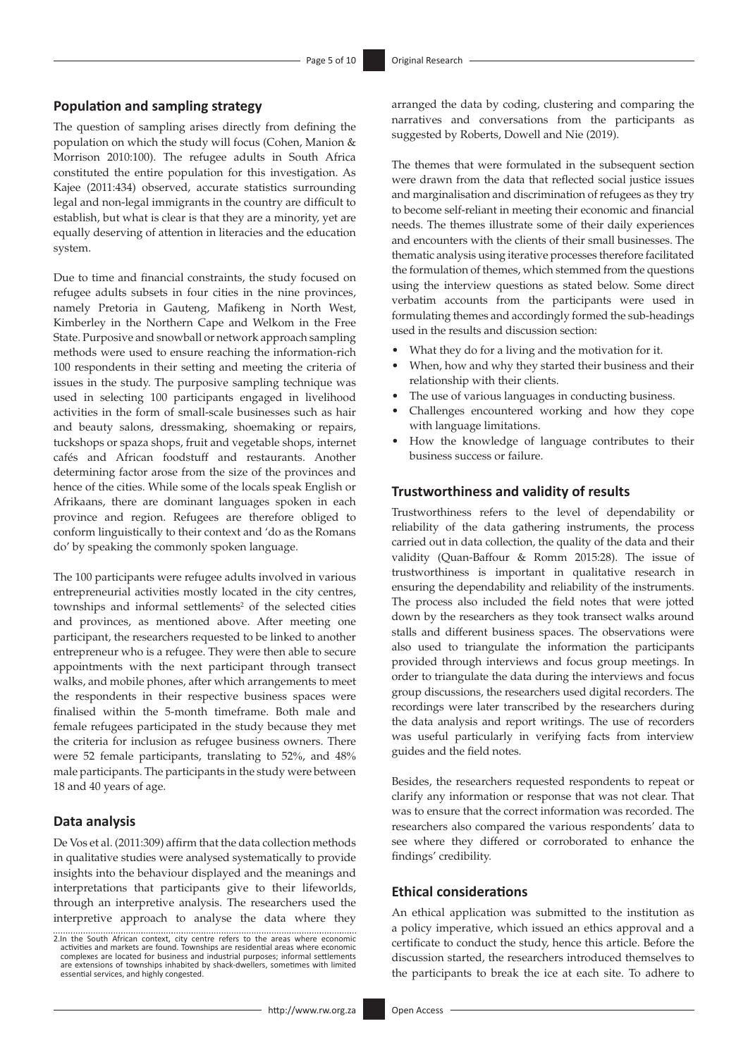## Population and sampling strategy

The question of sampling arises directly from defining the population on which the study will focus (Cohen, Manion & Morrison 2010:100). The refugee adults in South Africa constituted the entire population for this investigation. As Kajee (2011:434) observed, accurate statistics surrounding legal and non-legal immigrants in the country are difficult to establish, but what is clear is that they are a minority, yet are equally deserving of attention in literacies and the education system.

Due to time and financial constraints, the study focused on refugee adults subsets in four cities in the nine provinces, namely Pretoria in Gauteng, Mafikeng in North West, Kimberley in the Northern Cape and Welkom in the Free State. Purposive and snowball or network approach sampling methods were used to ensure reaching the information-rich 100 respondents in their setting and meeting the criteria of issues in the study. The purposive sampling technique was used in selecting 100 participants engaged in livelihood activities in the form of small-scale businesses such as hair and beauty salons, dressmaking, shoemaking or repairs, tuckshops or spaza shops, fruit and vegetable shops, internet cafés and African foodstuff and restaurants. Another determining factor arose from the size of the provinces and hence of the cities. While some of the locals speak English or Afrikaans, there are dominant languages spoken in each province and region. Refugees are therefore obliged to conform linguistically to their context and 'do as the Romans do' by speaking the commonly spoken language.

The 100 participants were refugee adults involved in various entrepreneurial activities mostly located in the city centres, townships and informal settlements[2] of the selected cities and provinces, as mentioned above. After meeting one participant, the researchers requested to be linked to another entrepreneur who is a refugee. They were then able to secure appointments with the next participant through transect walks, and mobile phones, after which arrangements to meet the respondents in their respective business spaces were finalised within the 5-month timeframe. Both male and female refugees participated in the study because they met the criteria for inclusion as refugee business owners. There were 52 female participants, translating to 52%, and 48% male participants. The participants in the study were between 18 and 40 years of age.

## Data analysis

De Vos et al. (2011:309) affirm that the data collection methods in qualitative studies were analysed systematically to provide insights into the behaviour displayed and the meanings and interpretations that participants give to their lifeworlds, through an interpretive analysis. The researchers used the interpretive approach to analyse the data where they arranged the data by coding, clustering and comparing the narratives and conversations from the participants as suggested by Roberts, Dowell and Nie (2019).

The themes that were formulated in the subsequent section were drawn from the data that reflected social justice issues and marginalisation and discrimination of refugees as they try to become self-reliant in meeting their economic and financial needs. The themes illustrate some of their daily experiences and encounters with the clients of their small businesses. The thematic analysis using iterative processes therefore facilitated the formulation of themes, which stemmed from the questions using the interview questions as stated below. Some direct verbatim accounts from the participants were used in formulating themes and accordingly formed the sub-headings used in the results and discussion section:

- What they do for a living and the motivation for it.
- When, how and why they started their business and their relationship with their clients.
- The use of various languages in conducting business.
- Challenges encountered working and how they cope with language limitations.
- How the knowledge of language contributes to their business success or failure.

## Trustworthiness and validity of results

Trustworthiness refers to the level of dependability or reliability of the data gathering instruments, the process carried out in data collection, the quality of the data and their validity (Quan-Baffour & Romm 2015:28). The issue of trustworthiness is important in qualitative research in ensuring the dependability and reliability of the instruments. The process also included the field notes that were jotted down by the researchers as they took transect walks around stalls and different business spaces. The observations were also used to triangulate the information the participants provided through interviews and focus group meetings. In order to triangulate the data during the interviews and focus group discussions, the researchers used digital recorders. The recordings were later transcribed by the researchers during the data analysis and report writings. The use of recorders was useful particularly in verifying facts from interview guides and the field notes.

Besides, the researchers requested respondents to repeat or clarify any information or response that was not clear. That was to ensure that the correct information was recorded. The researchers also compared the various respondents' data to see where they differed or corroborated to enhance the findings' credibility.

## Ethical considerations

An ethical application was submitted to the institution as a policy imperative, which issued an ethics approval and a certificate to conduct the study, hence this article. Before the discussion started, the researchers introduced themselves to the participants to break the ice at each site. To adhere to

2. In the South African context, city centre refers to the areas where economic activities and markets are found. Townships are residential areas where economic complexes are located for business and industrial purposes; informal settlements are extensions of townships inhabited by shack-dwellers, sometimes with limited essential services, and highly congested.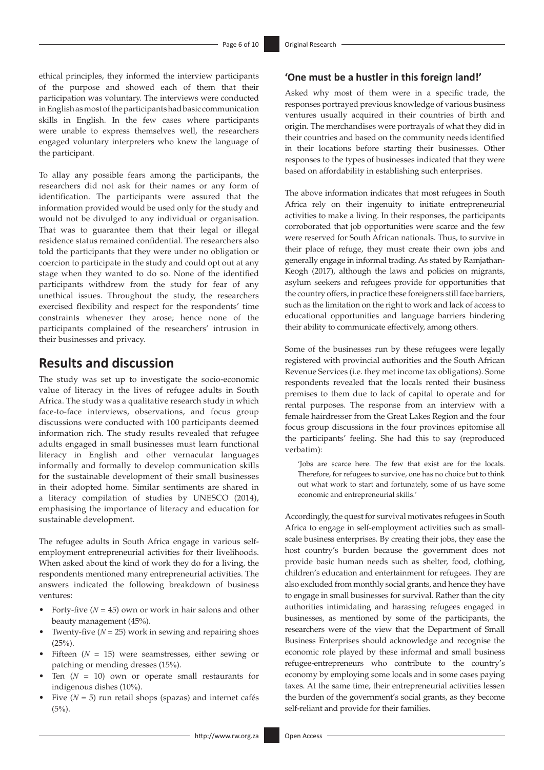ethical principles, they informed the interview participants of the purpose and showed each of them that their participation was voluntary. The interviews were conducted in English as most of the participants had basic communication skills in English. In the few cases where participants were unable to express themselves well, the researchers engaged voluntary interpreters who knew the language of the participant.

To allay any possible fears among the participants, the researchers did not ask for their names or any form of identification. The participants were assured that the information provided would be used only for the study and would not be divulged to any individual or organisation. That was to guarantee them that their legal or illegal residence status remained confidential. The researchers also told the participants that they were under no obligation or coercion to participate in the study and could opt out at any stage when they wanted to do so. None of the identified participants withdrew from the study for fear of any unethical issues. Throughout the study, the researchers exercised flexibility and respect for the respondents' time constraints whenever they arose; hence none of the participants complained of the researchers' intrusion in their businesses and privacy.

# Results and discussion

The study was set up to investigate the socio-economic value of literacy in the lives of refugee adults in South Africa. The study was a qualitative research study in which face-to-face interviews, observations, and focus group discussions were conducted with 100 participants deemed information rich. The study results revealed that refugee adults engaged in small businesses must learn functional literacy in English and other vernacular languages informally and formally to develop communication skills for the sustainable development of their small businesses in their adopted home. Similar sentiments are shared in a literacy compilation of studies by UNESCO (2014), emphasising the importance of literacy and education for sustainable development.

The refugee adults in South Africa engage in various self-employment entrepreneurial activities for their livelihoods. When asked about the kind of work they do for a living, the respondents mentioned many entrepreneurial activities. The answers indicated the following breakdown of business ventures:

- Forty-five ($N$ = 45) own or work in hair salons and other beauty management (45%).
- Twenty-five ($N$ = 25) work in sewing and repairing shoes (25%).
- Fifteen ($N$ = 15) were seamstresses, either sewing or patching or mending dresses (15%).
- Ten ($N$ = 10) own or operate small restaurants for indigenous dishes (10%).
- Five ($N$ = 5) run retail shops (spazas) and internet cafés (5%).

## 'One must be a hustler in this foreign land!'

Asked why most of them were in a specific trade, the responses portrayed previous knowledge of various business ventures usually acquired in their countries of birth and origin. The merchandises were portrayals of what they did in their countries and based on the community needs identified in their locations before starting their businesses. Other responses to the types of businesses indicated that they were based on affordability in establishing such enterprises.

The above information indicates that most refugees in South Africa rely on their ingenuity to initiate entrepreneurial activities to make a living. In their responses, the participants corroborated that job opportunities were scarce and the few were reserved for South African nationals. Thus, to survive in their place of refuge, they must create their own jobs and generally engage in informal trading. As stated by Ramjathan-Keogh (2017), although the laws and policies on migrants, asylum seekers and refugees provide for opportunities that the country offers, in practice these foreigners still face barriers, such as the limitation on the right to work and lack of access to educational opportunities and language barriers hindering their ability to communicate effectively, among others.

Some of the businesses run by these refugees were legally registered with provincial authorities and the South African Revenue Services (i.e. they met income tax obligations). Some respondents revealed that the locals rented their business premises to them due to lack of capital to operate and for rental purposes. The response from an interview with a female hairdresser from the Great Lakes Region and the four focus group discussions in the four provinces epitomise all the participants' feeling. She had this to say (reproduced verbatim):

> 'Jobs are scarce here. The few that exist are for the locals. Therefore, for refugees to survive, one has no choice but to think out what work to start and fortunately, some of us have some economic and entrepreneurial skills.'

Accordingly, the quest for survival motivates refugees in South Africa to engage in self-employment activities such as small-scale business enterprises. By creating their jobs, they ease the host country's burden because the government does not provide basic human needs such as shelter, food, clothing, children's education and entertainment for refugees. They are also excluded from monthly social grants, and hence they have to engage in small businesses for survival. Rather than the city authorities intimidating and harassing refugees engaged in businesses, as mentioned by some of the participants, the researchers were of the view that the Department of Small Business Enterprises should acknowledge and recognise the economic role played by these informal and small business refugee-entrepreneurs who contribute to the country's economy by employing some locals and in some cases paying taxes. At the same time, their entrepreneurial activities lessen the burden of the government's social grants, as they become self-reliant and provide for their families.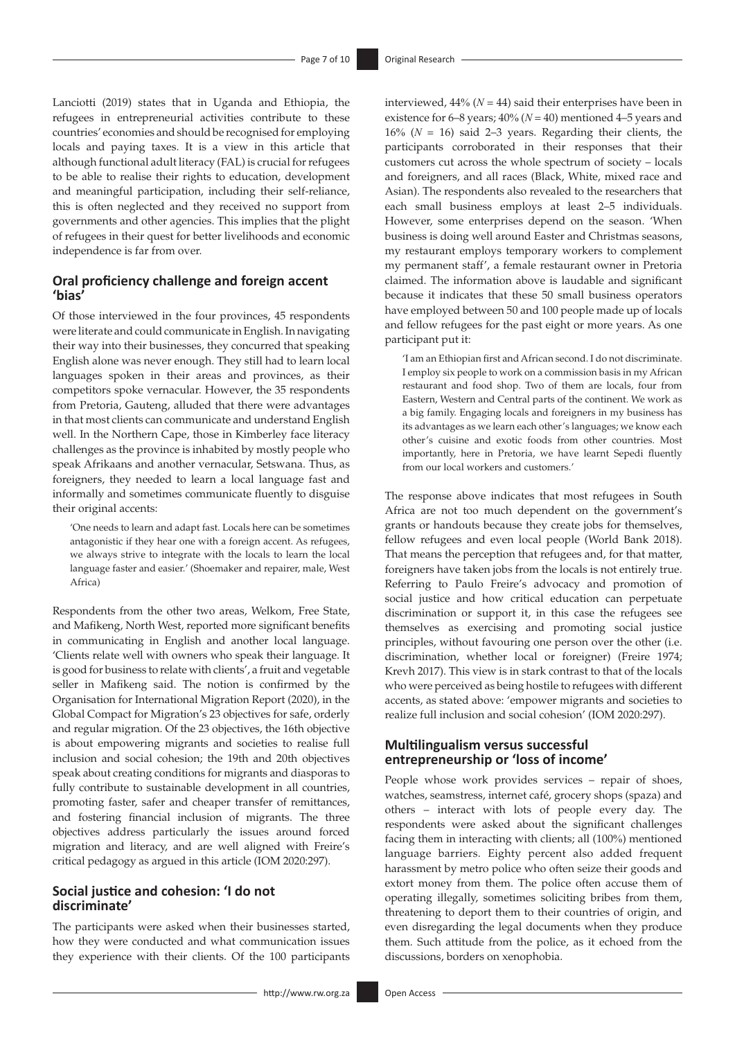Lanciotti (2019) states that in Uganda and Ethiopia, the refugees in entrepreneurial activities contribute to these countries' economies and should be recognised for employing locals and paying taxes. It is a view in this article that although functional adult literacy (FAL) is crucial for refugees to be able to realise their rights to education, development and meaningful participation, including their self-reliance, this is often neglected and they received no support from governments and other agencies. This implies that the plight of refugees in their quest for better livelihoods and economic independence is far from over.

## Oral proficiency challenge and foreign accent 'bias'

Of those interviewed in the four provinces, 45 respondents were literate and could communicate in English. In navigating their way into their businesses, they concurred that speaking English alone was never enough. They still had to learn local languages spoken in their areas and provinces, as their competitors spoke vernacular. However, the 35 respondents from Pretoria, Gauteng, alluded that there were advantages in that most clients can communicate and understand English well. In the Northern Cape, those in Kimberley face literacy challenges as the province is inhabited by mostly people who speak Afrikaans and another vernacular, Setswana. Thus, as foreigners, they needed to learn a local language fast and informally and sometimes communicate fluently to disguise their original accents:

> 'One needs to learn and adapt fast. Locals here can be sometimes antagonistic if they hear one with a foreign accent. As refugees, we always strive to integrate with the locals to learn the local language faster and easier.' (Shoemaker and repairer, male, West Africa)

Respondents from the other two areas, Welkom, Free State, and Mafikeng, North West, reported more significant benefits in communicating in English and another local language. 'Clients relate well with owners who speak their language. It is good for business to relate with clients', a fruit and vegetable seller in Mafikeng said. The notion is confirmed by the Organisation for International Migration Report (2020), in the Global Compact for Migration's 23 objectives for safe, orderly and regular migration. Of the 23 objectives, the 16th objective is about empowering migrants and societies to realise full inclusion and social cohesion; the 19th and 20th objectives speak about creating conditions for migrants and diasporas to fully contribute to sustainable development in all countries, promoting faster, safer and cheaper transfer of remittances, and fostering financial inclusion of migrants. The three objectives address particularly the issues around forced migration and literacy, and are well aligned with Freire's critical pedagogy as argued in this article (IOM 2020:297).

## Social justice and cohesion: 'I do not discriminate'

The participants were asked when their businesses started, how they were conducted and what communication issues they experience with their clients. Of the 100 participants interviewed, 44% ($N = 44$) said their enterprises have been in existence for 6–8 years; 40% ($N = 40$) mentioned 4–5 years and 16% ($N = 16$) said 2–3 years. Regarding their clients, the participants corroborated in their responses that their customers cut across the whole spectrum of society – locals and foreigners, and all races (Black, White, mixed race and Asian). The respondents also revealed to the researchers that each small business employs at least 2–5 individuals. However, some enterprises depend on the season. 'When business is doing well around Easter and Christmas seasons, my restaurant employs temporary workers to complement my permanent staff', a female restaurant owner in Pretoria claimed. The information above is laudable and significant because it indicates that these 50 small business operators have employed between 50 and 100 people made up of locals and fellow refugees for the past eight or more years. As one participant put it:

> 'I am an Ethiopian first and African second. I do not discriminate. I employ six people to work on a commission basis in my African restaurant and food shop. Two of them are locals, four from Eastern, Western and Central parts of the continent. We work as a big family. Engaging locals and foreigners in my business has its advantages as we learn each other's languages; we know each other's cuisine and exotic foods from other countries. Most importantly, here in Pretoria, we have learnt Sepedi fluently from our local workers and customers.'

The response above indicates that most refugees in South Africa are not too much dependent on the government's grants or handouts because they create jobs for themselves, fellow refugees and even local people (World Bank 2018). That means the perception that refugees and, for that matter, foreigners have taken jobs from the locals is not entirely true. Referring to Paulo Freire's advocacy and promotion of social justice and how critical education can perpetuate discrimination or support it, in this case the refugees see themselves as exercising and promoting social justice principles, without favouring one person over the other (i.e. discrimination, whether local or foreigner) (Freire 1974; Krevh 2017). This view is in stark contrast to that of the locals who were perceived as being hostile to refugees with different accents, as stated above: 'empower migrants and societies to realize full inclusion and social cohesion' (IOM 2020:297).

## Multilingualism versus successful entrepreneurship or 'loss of income'

People whose work provides services – repair of shoes, watches, seamstress, internet café, grocery shops (spaza) and others – interact with lots of people every day. The respondents were asked about the significant challenges facing them in interacting with clients; all (100%) mentioned language barriers. Eighty percent also added frequent harassment by metro police who often seize their goods and extort money from them. The police often accuse them of operating illegally, sometimes soliciting bribes from them, threatening to deport them to their countries of origin, and even disregarding the legal documents when they produce them. Such attitude from the police, as it echoed from the discussions, borders on xenophobia.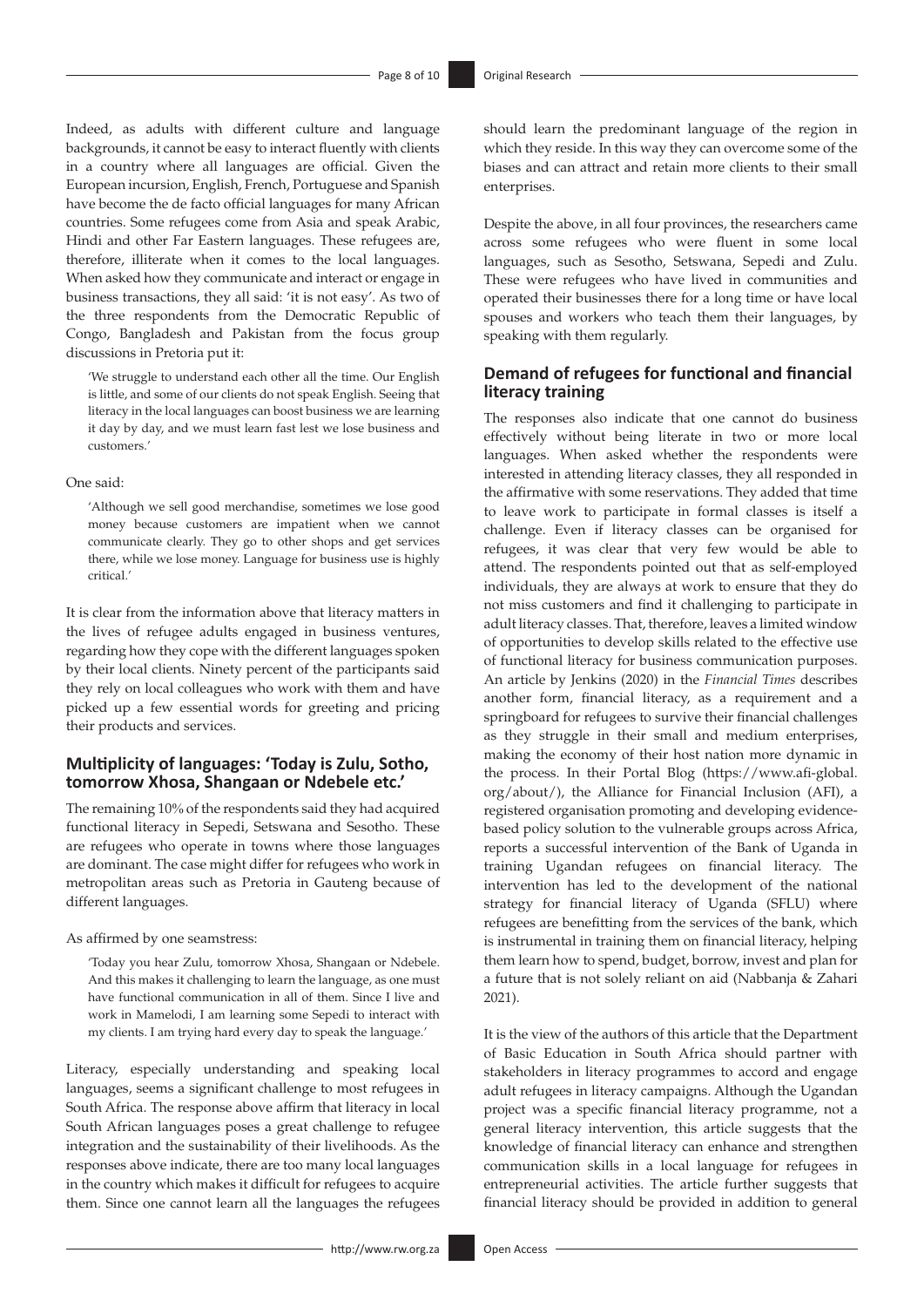Indeed, as adults with different culture and language backgrounds, it cannot be easy to interact fluently with clients in a country where all languages are official. Given the European incursion, English, French, Portuguese and Spanish have become the de facto official languages for many African countries. Some refugees come from Asia and speak Arabic, Hindi and other Far Eastern languages. These refugees are, therefore, illiterate when it comes to the local languages. When asked how they communicate and interact or engage in business transactions, they all said: 'it is not easy'. As two of the three respondents from the Democratic Republic of Congo, Bangladesh and Pakistan from the focus group discussions in Pretoria put it:

> 'We struggle to understand each other all the time. Our English is little, and some of our clients do not speak English. Seeing that literacy in the local languages can boost business we are learning it day by day, and we must learn fast lest we lose business and customers.'

One said:

> 'Although we sell good merchandise, sometimes we lose good money because customers are impatient when we cannot communicate clearly. They go to other shops and get services there, while we lose money. Language for business use is highly critical.'

It is clear from the information above that literacy matters in the lives of refugee adults engaged in business ventures, regarding how they cope with the different languages spoken by their local clients. Ninety percent of the participants said they rely on local colleagues who work with them and have picked up a few essential words for greeting and pricing their products and services.

## Multiplicity of languages: 'Today is Zulu, Sotho, tomorrow Xhosa, Shangaan or Ndebele etc.'

The remaining 10% of the respondents said they had acquired functional literacy in Sepedi, Setswana and Sesotho. These are refugees who operate in towns where those languages are dominant. The case might differ for refugees who work in metropolitan areas such as Pretoria in Gauteng because of different languages.

As affirmed by one seamstress:

> 'Today you hear Zulu, tomorrow Xhosa, Shangaan or Ndebele. And this makes it challenging to learn the language, as one must have functional communication in all of them. Since I live and work in Mamelodi, I am learning some Sepedi to interact with my clients. I am trying hard every day to speak the language.'

Literacy, especially understanding and speaking local languages, seems a significant challenge to most refugees in South Africa. The response above affirm that literacy in local South African languages poses a great challenge to refugee integration and the sustainability of their livelihoods. As the responses above indicate, there are too many local languages in the country which makes it difficult for refugees to acquire them. Since one cannot learn all the languages the refugees should learn the predominant language of the region in which they reside. In this way they can overcome some of the biases and can attract and retain more clients to their small enterprises.

Despite the above, in all four provinces, the researchers came across some refugees who were fluent in some local languages, such as Sesotho, Setswana, Sepedi and Zulu. These were refugees who have lived in communities and operated their businesses there for a long time or have local spouses and workers who teach them their languages, by speaking with them regularly.

## Demand of refugees for functional and financial literacy training

The responses also indicate that one cannot do business effectively without being literate in two or more local languages. When asked whether the respondents were interested in attending literacy classes, they all responded in the affirmative with some reservations. They added that time to leave work to participate in formal classes is itself a challenge. Even if literacy classes can be organised for refugees, it was clear that very few would be able to attend. The respondents pointed out that as self-employed individuals, they are always at work to ensure that they do not miss customers and find it challenging to participate in adult literacy classes. That, therefore, leaves a limited window of opportunities to develop skills related to the effective use of functional literacy for business communication purposes. An article by Jenkins (2020) in the *Financial Times* describes another form, financial literacy, as a requirement and a springboard for refugees to survive their financial challenges as they struggle in their small and medium enterprises, making the economy of their host nation more dynamic in the process. In their Portal Blog (https://www.afi-global.org/about/), the Alliance for Financial Inclusion (AFI), a registered organisation promoting and developing evidence-based policy solution to the vulnerable groups across Africa, reports a successful intervention of the Bank of Uganda in training Ugandan refugees on financial literacy. The intervention has led to the development of the national strategy for financial literacy of Uganda (SFLU) where refugees are benefitting from the services of the bank, which is instrumental in training them on financial literacy, helping them learn how to spend, budget, borrow, invest and plan for a future that is not solely reliant on aid (Nabbanja & Zahari 2021).

It is the view of the authors of this article that the Department of Basic Education in South Africa should partner with stakeholders in literacy programmes to accord and engage adult refugees in literacy campaigns. Although the Ugandan project was a specific financial literacy programme, not a general literacy intervention, this article suggests that the knowledge of financial literacy can enhance and strengthen communication skills in a local language for refugees in entrepreneurial activities. The article further suggests that financial literacy should be provided in addition to general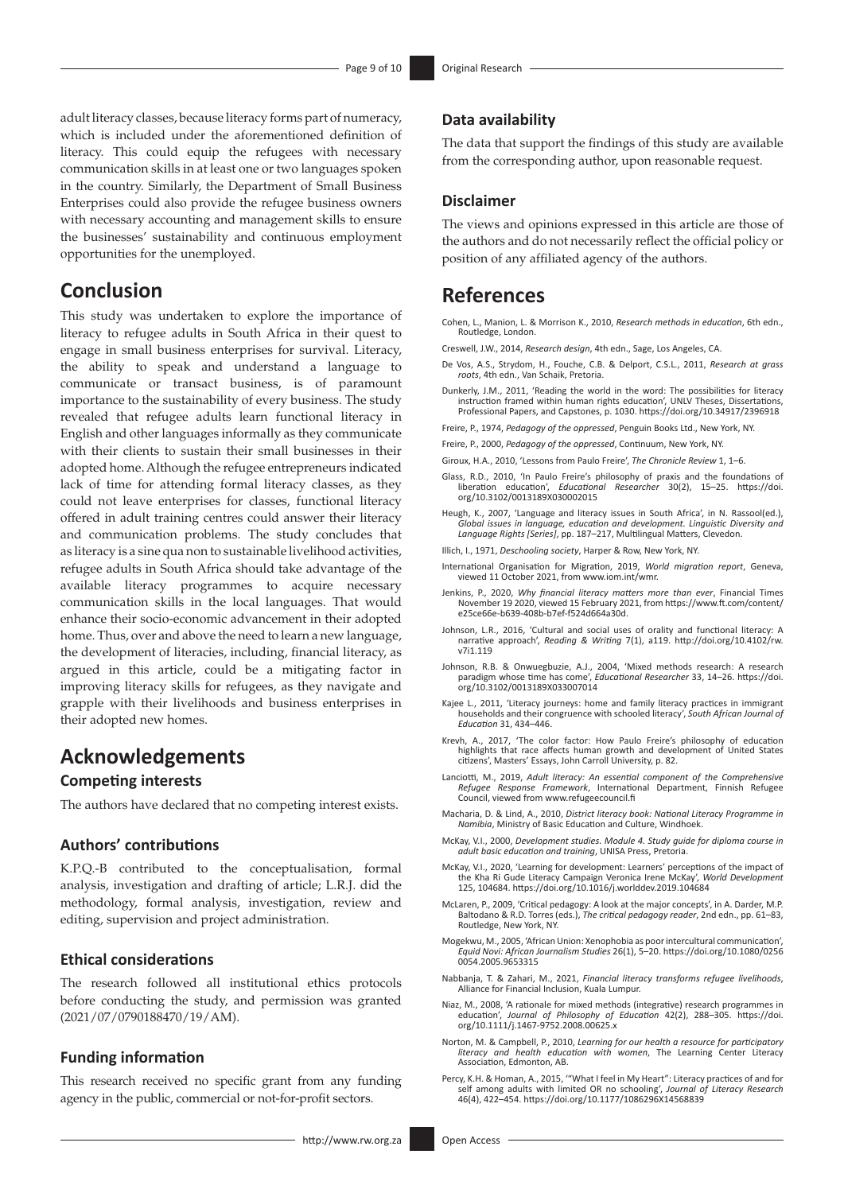adult literacy classes, because literacy forms part of numeracy, which is included under the aforementioned definition of literacy. This could equip the refugees with necessary communication skills in at least one or two languages spoken in the country. Similarly, the Department of Small Business Enterprises could also provide the refugee business owners with necessary accounting and management skills to ensure the businesses' sustainability and continuous employment opportunities for the unemployed.

# Conclusion

This study was undertaken to explore the importance of literacy to refugee adults in South Africa in their quest to engage in small business enterprises for survival. Literacy, the ability to speak and understand a language to communicate or transact business, is of paramount importance to the sustainability of every business. The study revealed that refugee adults learn functional literacy in English and other languages informally as they communicate with their clients to sustain their small businesses in their adopted home. Although the refugee entrepreneurs indicated lack of time for attending formal literacy classes, as they could not leave enterprises for classes, functional literacy offered in adult training centres could answer their literacy and communication problems. The study concludes that as literacy is a sine qua non to sustainable livelihood activities, refugee adults in South Africa should take advantage of the available literacy programmes to acquire necessary communication skills in the local languages. That would enhance their socio-economic advancement in their adopted home. Thus, over and above the need to learn a new language, the development of literacies, including, financial literacy, as argued in this article, could be a mitigating factor in improving literacy skills for refugees, as they navigate and grapple with their livelihoods and business enterprises in their adopted new homes.

# Acknowledgements

## Competing interests

The authors have declared that no competing interest exists.

## Authors' contributions

K.P.Q.-B contributed to the conceptualisation, formal analysis, investigation and drafting of article; L.R.J. did the methodology, formal analysis, investigation, review and editing, supervision and project administration.

## Ethical considerations

The research followed all institutional ethics protocols before conducting the study, and permission was granted (2021/07/0790188470/19/AM).

## Funding information

This research received no specific grant from any funding agency in the public, commercial or not-for-profit sectors.

## Data availability

The data that support the findings of this study are available from the corresponding author, upon reasonable request.

## Disclaimer

The views and opinions expressed in this article are those of the authors and do not necessarily reflect the official policy or position of any affiliated agency of the authors.

# References

Cohen, L., Manion, L. & Morrison K., 2010, *Research methods in education*, 6th edn., Routledge, London.

Creswell, J.W., 2014, *Research design*, 4th edn., Sage, Los Angeles, CA.

De Vos, A.S., Strydom, H., Fouche, C.B. & Delport, C.S.L., 2011, *Research at grass roots*, 4th edn., Van Schaik, Pretoria.

Dunkerly, J.M., 2011, 'Reading the world in the word: The possibilities for literacy instruction framed within human rights education', UNLV Theses, Dissertations, Professional Papers, and Capstones, p. 1030. https://doi.org/10.34917/2396918

Freire, P., 1974, *Pedagogy of the oppressed*, Penguin Books Ltd., New York, NY.

Freire, P., 2000, *Pedagogy of the oppressed*, Continuum, New York, NY.

Giroux, H.A., 2010, 'Lessons from Paulo Freire', *The Chronicle Review* 1, 1–6.

Glass, R.D., 2010, 'In Paulo Freire's philosophy of praxis and the foundations of liberation education', *Educational Researcher* 30(2), 15–25. https://doi.org/10.3102/0013189X030002015

Heugh, K., 2007, 'Language and literacy issues in South Africa', in N. Rassool(ed.), *Global issues in language, education and development. Linguistic Diversity and Language Rights [Series]*, pp. 187–217, Multilingual Matters, Clevedon.

Illich, I., 1971, *Deschooling society*, Harper & Row, New York, NY.

International Organisation for Migration, 2019, *World migration report*, Geneva, viewed 11 October 2021, from www.iom.int/wmr.

Jenkins, P., 2020, *Why financial literacy matters more than ever*, Financial Times November 19 2020, viewed 15 February 2021, from https://www.ft.com/content/e25ce66e-b639-408b-b7ef-f524d664a30d.

Johnson, L.R., 2016, 'Cultural and social uses of orality and functional literacy: A narrative approach', *Reading & Writing* 7(1), a119. http://doi.org/10.4102/rw.v7i1.119

Johnson, R.B. & Onwuegbuzie, A.J., 2004, 'Mixed methods research: A research paradigm whose time has come', *Educational Researcher* 33, 14–26. https://doi.org/10.3102/0013189X033007014

Kajee L., 2011, 'Literacy journeys: home and family literacy practices in immigrant households and their congruence with schooled literacy', *South African Journal of Education* 31, 434–446.

Krevh, A., 2017, 'The color factor: How Paulo Freire's philosophy of education highlights that race affects human growth and development of United States citizens', Masters' Essays, John Carroll University, p. 82.

Lanciotti, M., 2019, *Adult literacy: An essential component of the Comprehensive Refugee Response Framework*, International Department, Finnish Refugee Council, viewed from www.refugeecouncil.fi

Macharia, D. & Lind, A., 2010, *District literacy book: National Literacy Programme in Namibia*, Ministry of Basic Education and Culture, Windhoek.

McKay, V.I., 2000, *Development studies. Module 4. Study guide for diploma course in adult basic education and training*, UNISA Press, Pretoria.

McKay, V.I., 2020, 'Learning for development: Learners' perceptions of the impact of the Kha Ri Gude Literacy Campaign Veronica Irene McKay', *World Development* 125, 104684. https://doi.org/10.1016/j.worlddev.2019.104684

McLaren, P., 2009, 'Critical pedagogy: A look at the major concepts', in A. Darder, M.P. Baltodano & R.D. Torres (eds.), *The critical pedagogy reader*, 2nd edn., pp. 61–83, Routledge, New York, NY.

Mogekwu, M., 2005, 'African Union: Xenophobia as poor intercultural communication', *Equid Novi: African Journalism Studies* 26(1), 5–20. https://doi.org/10.1080/02560054.2005.9653315

Nabbanja, T. & Zahari, M., 2021, *Financial literacy transforms refugee livelihoods*, Alliance for Financial Inclusion, Kuala Lumpur.

Niaz, M., 2008, 'A rationale for mixed methods (integrative) research programmes in education', *Journal of Philosophy of Education* 42(2), 288–305. https://doi.org/10.1111/j.1467-9752.2008.00625.x

Norton, M. & Campbell, P., 2010, *Learning for our health a resource for participatory literacy and health education with women*, The Learning Center Literacy Association, Edmonton, AB.

Percy, K.H. & Homan, A., 2015, '"What I feel in My Heart": Literacy practices of and for self among adults with limited OR no schooling', *Journal of Literacy Research* 46(4), 422–454. https://doi.org/10.1177/1086296X14568839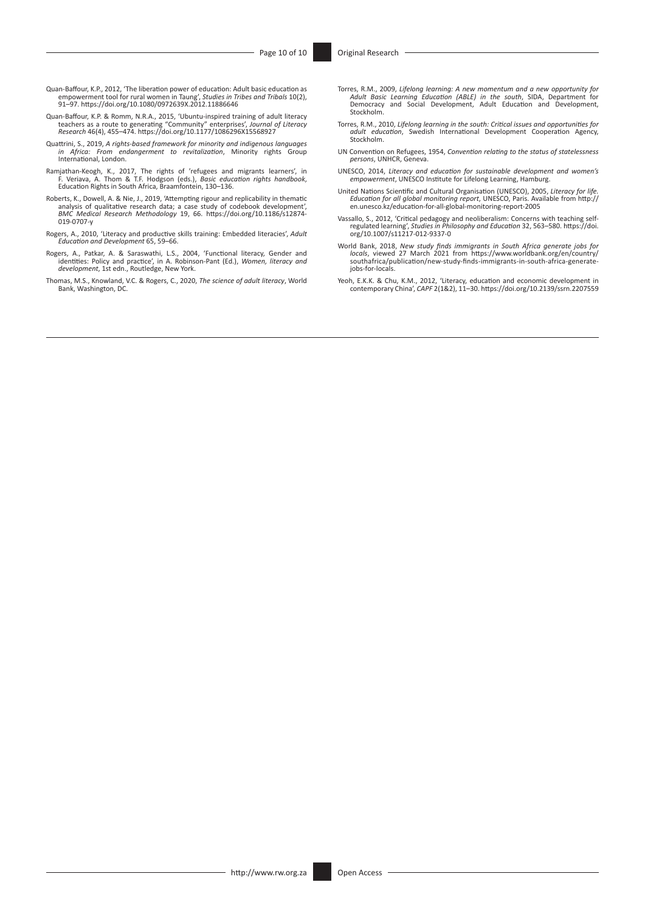Quan-Baffour, K.P., 2012, 'The liberation power of education: Adult basic education as empowerment tool for rural women in Taung', *Studies in Tribes and Tribals* 10(2), 91–97. https://doi.org/10.1080/0972639X.2012.11886646

Quan-Baffour, K.P. & Romm, N.R.A., 2015, 'Ubuntu-inspired training of adult literacy teachers as a route to generating "Community" enterprises', *Journal of Literacy Research* 46(4), 455–474. https://doi.org/10.1177/1086296X15568927

Quattrini, S., 2019, *A rights-based framework for minority and indigenous languages in Africa: From endangerment to revitalization*, Minority rights Group International, London.

Ramjathan-Keogh, K., 2017, The rights of 'refugees and migrants learners', in F. Veriava, A. Thom & T.F. Hodgson (eds.), *Basic education rights handbook*, Education Rights in South Africa, Braamfontein, 130–136.

Roberts, K., Dowell, A. & Nie, J., 2019, 'Attempting rigour and replicability in thematic analysis of qualitative research data; a case study of codebook development', *BMC Medical Research Methodology* 19, 66. https://doi.org/10.1186/s12874-019-0707-y

Rogers, A., 2010, 'Literacy and productive skills training: Embedded literacies', *Adult Education and Development* 65, 59–66.

Rogers, A., Patkar, A. & Saraswathi, L.S., 2004, 'Functional literacy, Gender and identities: Policy and practice', in A. Robinson-Pant (Ed.), *Women, literacy and development*, 1st edn., Routledge, New York.

Thomas, M.S., Knowland, V.C. & Rogers, C., 2020, *The science of adult literacy*, World Bank, Washington, DC.

Torres, R.M., 2009, *Lifelong learning: A new momentum and a new opportunity for Adult Basic Learning Education (ABLE) in the south*, SIDA, Department for Democracy and Social Development, Adult Education and Development, Stockholm.

Torres, R.M., 2010, *Lifelong learning in the south: Critical issues and opportunities for adult education*, Swedish International Development Cooperation Agency, Stockholm.

UN Convention on Refugees, 1954, *Convention relating to the status of statelessness persons*, UNHCR, Geneva.

UNESCO, 2014, *Literacy and education for sustainable development and women's empowerment*, UNESCO Institute for Lifelong Learning, Hamburg.

United Nations Scientific and Cultural Organisation (UNESCO), 2005, *Literacy for life. Education for all global monitoring report*, UNESCO, Paris. Available from http://en.unesco.kz/education-for-all-global-monitoring-report-2005

Vassallo, S., 2012, 'Critical pedagogy and neoliberalism: Concerns with teaching self-regulated learning', *Studies in Philosophy and Education* 32, 563–580. https://doi.org/10.1007/s11217-012-9337-0

World Bank, 2018, *New study finds immigrants in South Africa generate jobs for locals*, viewed 27 March 2021 from https://www.worldbank.org/en/country/southafrica/publication/new-study-finds-immigrants-in-south-africa-generate-jobs-for-locals.

Yeoh, E.K.K. & Chu, K.M., 2012, 'Literacy, education and economic development in contemporary China', *CAPF* 2(1&2), 11–30. https://doi.org/10.2139/ssrn.2207559